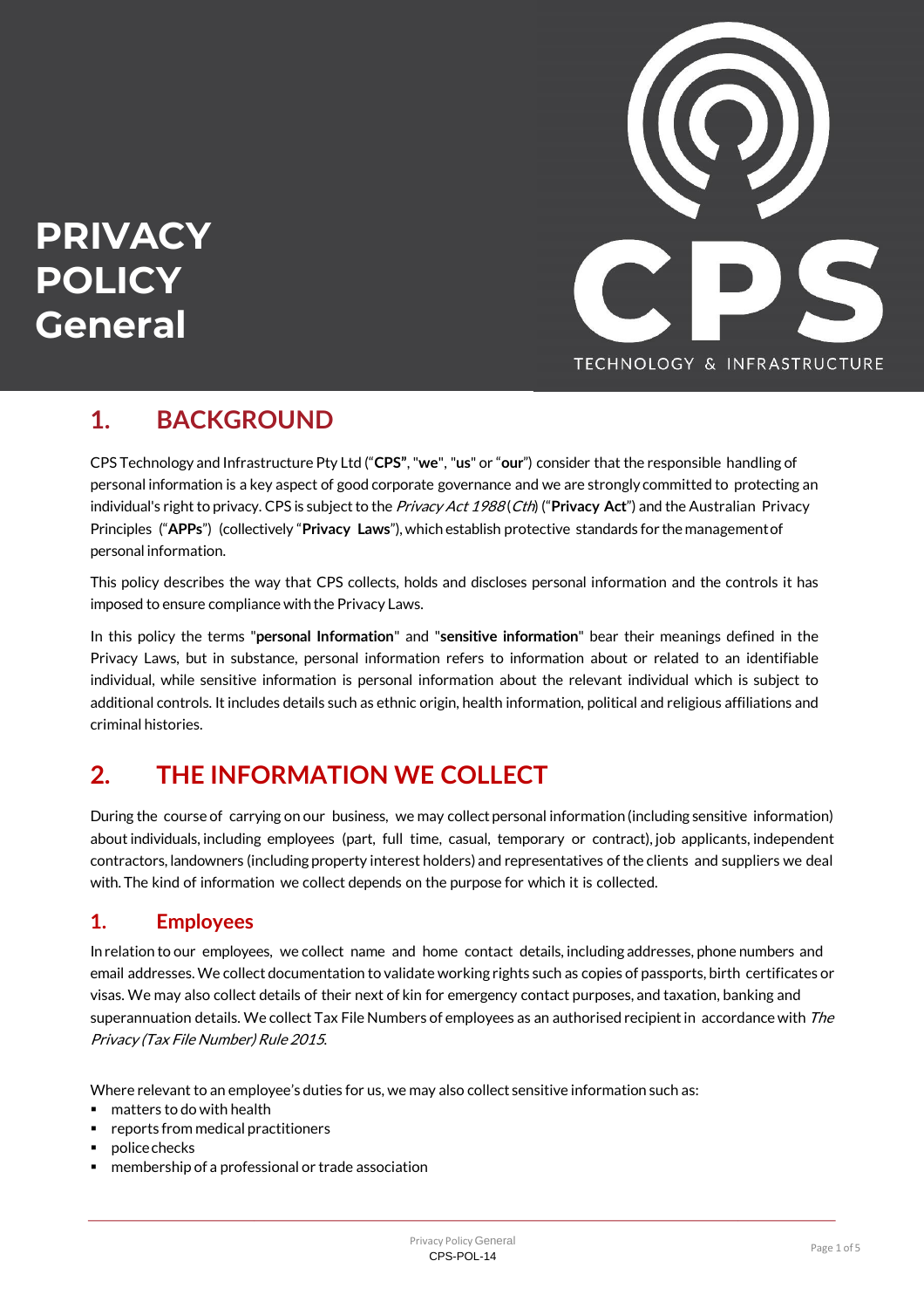# PRIVACY POLICY General

CPS

TECHNOLOGY & INFRASTRUCTURE

## 1. BACKGROUND

CPS Technology and Infrastructure Pty Ltd ("**CPS**", "**we**", "**us**" or "**our**") consider that the responsible handling of personal information is a key aspect of good corporate governance and we are strongly committed to protecting an individual's right to privacy. CPS is subject to the *Privacy Act 1988* (*Cth*) ("**Privacy Act**") and the Australian Privacy Principles ("**APPs**") (collectively "**Privacy Laws**"), which establish protective standards for the management of personal information.

This policy describes the way that CPS collects, holds and discloses personal information and the controls it has imposed to ensure compliance with the Privacy Laws.

In this policy the terms "**personal Information**" and "**sensitive information**" bear their meanings defined in the Privacy Laws, but in substance, personal information refers to information about or related to an identifiable individual, while sensitive information is personal information about the relevant individual which is subject to additional controls. It includes details such as ethnic origin, health information, political and religious affiliations and criminal histories.

## 2. THE INFORMATION WE COLLECT

During the course of carrying on our business, we may collect personal information (including sensitive information) about individuals, including employees (part, full time, casual, temporary or contract), job applicants, independent contractors, landowners (including property interest holders) and representatives of the clients and suppliers we deal with. The kind of information we collect depends on the purpose for which it is collected.

### 1. Employees

In relation to our employees, we collect name and home contact details, including addresses, phone numbers and email addresses. We collect documentation to validate working rights such as copies of passports, birth certificates or visas. We may also collect details of their next of kin for emergency contact purposes, and taxation, banking and superannuation details. We collect Tax File Numbers of employees as an authorised recipient in accordance with *The Privacy (Tax File Number) Rule 2015*.

Where relevant to an employee's duties for us, we may also collect sensitive information such as:

- matters to do with health
- reports from medical practitioners
- police checks
- membership of a professional or trade association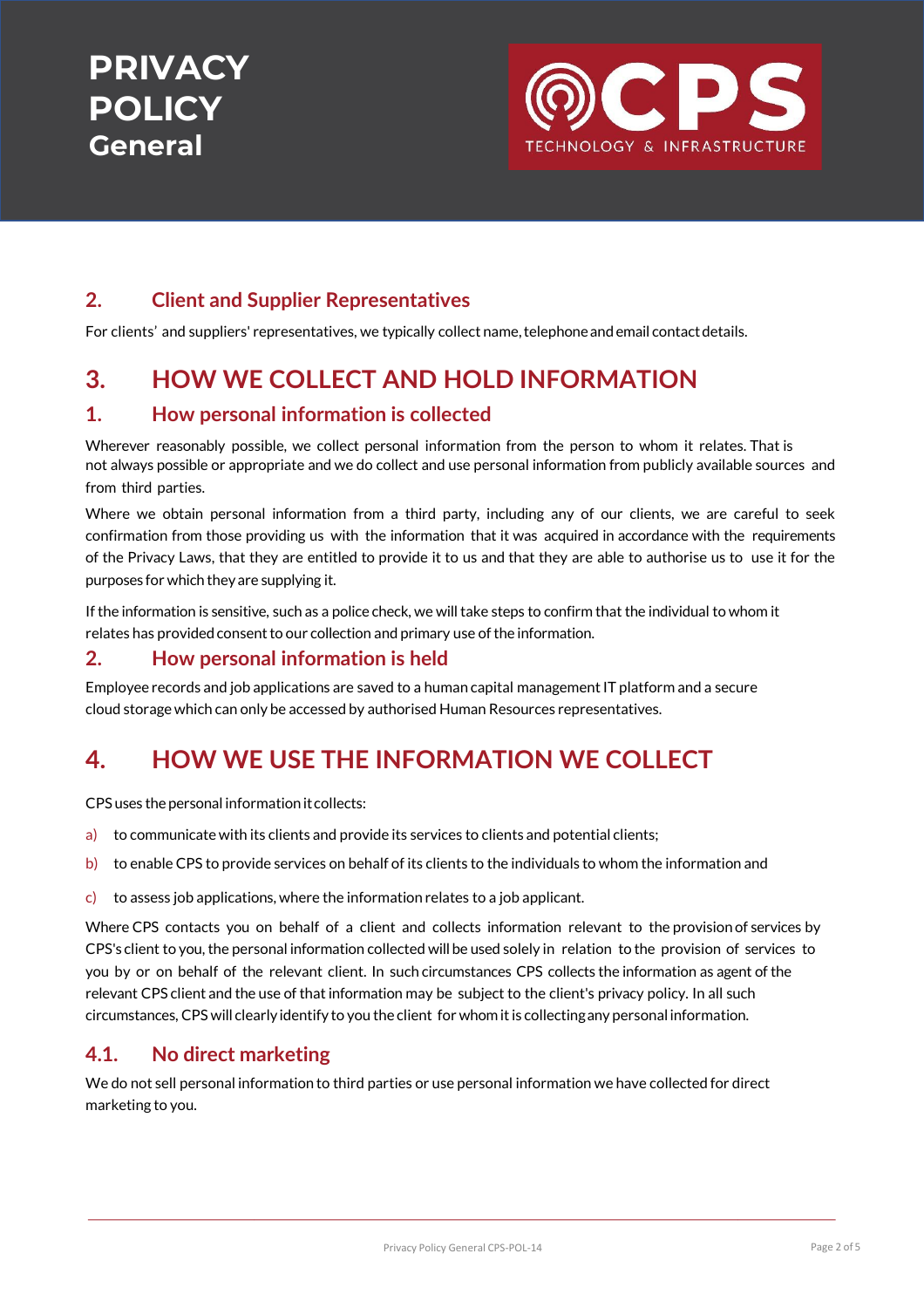## 2. Client and Supplier Representatives

For clients' and suppliers' representatives, we typically collect name, telephone and email contact details.

# 3. HOW WE COLLECT AND HOLD INFORMATION

## 1. How personal information is collected

Wherever reasonably possible, we collect personal information from the person to whom it relates. That is not always possible or appropriate and we do collect and use personal information from publicly available sources and from third parties.

Where we obtain personal information from a third party, including any of our clients, we are careful to seek confirmation from those providing us with the information that it was acquired in accordance with the requirements of the Privacy Laws, that they are entitled to provide it to us and that they are able to authorise us to use it for the purposes for which they are supplying it.

If the information is sensitive, such as a police check, we will take steps to confirm that the individual to whom it relates has provided consent to our collection and primary use of the information.

## 2. How personal information is held

Employee records and job applications are saved to a human capital management IT platform and a secure cloud storage which can only be accessed by authorised Human Resources representatives.

# 4. HOW WE USE THE INFORMATION WE COLLECT

CPS uses the personal information it collects:

a) to communicate with its clients and provide its services to clients and potential clients;

b) to enable CPS to provide services on behalf of its clients to the individuals to whom the information and

c) to assess job applications, where the information relates to a job applicant.

Where CPS contacts you on behalf of a client and collects information relevant to the provision of services by CPS's client to you, the personal information collected will be used solely in relation to the provision of services to you by or on behalf of the relevant client. In such circumstances CPS collects the information as agent of the relevant CPS client and the use of that information may be subject to the client's privacy policy. In all such circumstances, CPS will clearly identify to you the client for whom it is collecting any personal information.

## 4.1. No direct marketing

We do not sell personal information to third parties or use personal information we have collected for direct marketing to you.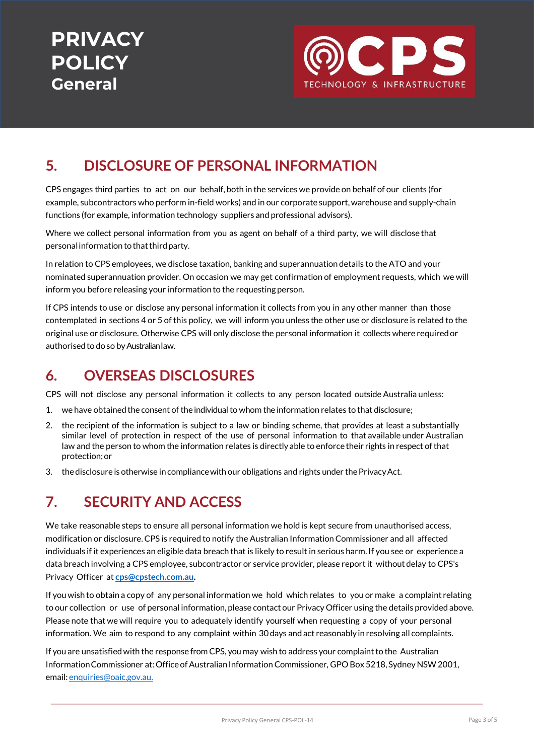## 5. DISCLOSURE OF PERSONAL INFORMATION

CPS engages third parties to act on our behalf, both in the services we provide on behalf of our clients (for example, subcontractors who perform in-field works) and in our corporate support, warehouse and supply-chain functions (for example, information technology suppliers and professional advisors).

Where we collect personal information from you as agent on behalf of a third party, we will disclose that personal information to that third party.

In relation to CPS employees, we disclose taxation, banking and superannuation details to the ATO and your nominated superannuation provider. On occasion we may get confirmation of employment requests, which we will inform you before releasing your information to the requesting person.

If CPS intends to use or disclose any personal information it collects from you in any other manner than those contemplated in sections 4 or 5 of this policy, we will inform you unless the other use or disclosure is related to the original use or disclosure. Otherwise CPS will only disclose the personal information it collects where required or authorised to do so by Australian law.

## 6. OVERSEAS DISCLOSURES

CPS will not disclose any personal information it collects to any person located outside Australia unless:

1. we have obtained the consent of the individual to whom the information relates to that disclosure;
2. the recipient of the information is subject to a law or binding scheme, that provides at least a substantially similar level of protection in respect of the use of personal information to that available under Australian law and the person to whom the information relates is directly able to enforce their rights in respect of that protection; or
3. the disclosure is otherwise in compliance with our obligations and rights under the Privacy Act.

## 7. SECURITY AND ACCESS

We take reasonable steps to ensure all personal information we hold is kept secure from unauthorised access, modification or disclosure. CPS is required to notify the Australian Information Commissioner and all affected individuals if it experiences an eligible data breach that is likely to result in serious harm. If you see or experience a data breach involving a CPS employee, subcontractor or service provider, please report it without delay to CPS's Privacy Officer at **cps@cpstech.com.au**.

If you wish to obtain a copy of any personal information we hold which relates to you or make a complaint relating to our collection or use of personal information, please contact our Privacy Officer using the details provided above. Please note that we will require you to adequately identify yourself when requesting a copy of your personal information. We aim to respond to any complaint within 30 days and act reasonably in resolving all complaints.

If you are unsatisfied with the response from CPS, you may wish to address your complaint to the Australian Information Commissioner at: Office of Australian Information Commissioner, GPO Box 5218, Sydney NSW 2001, email: enquiries@oaic.gov.au.